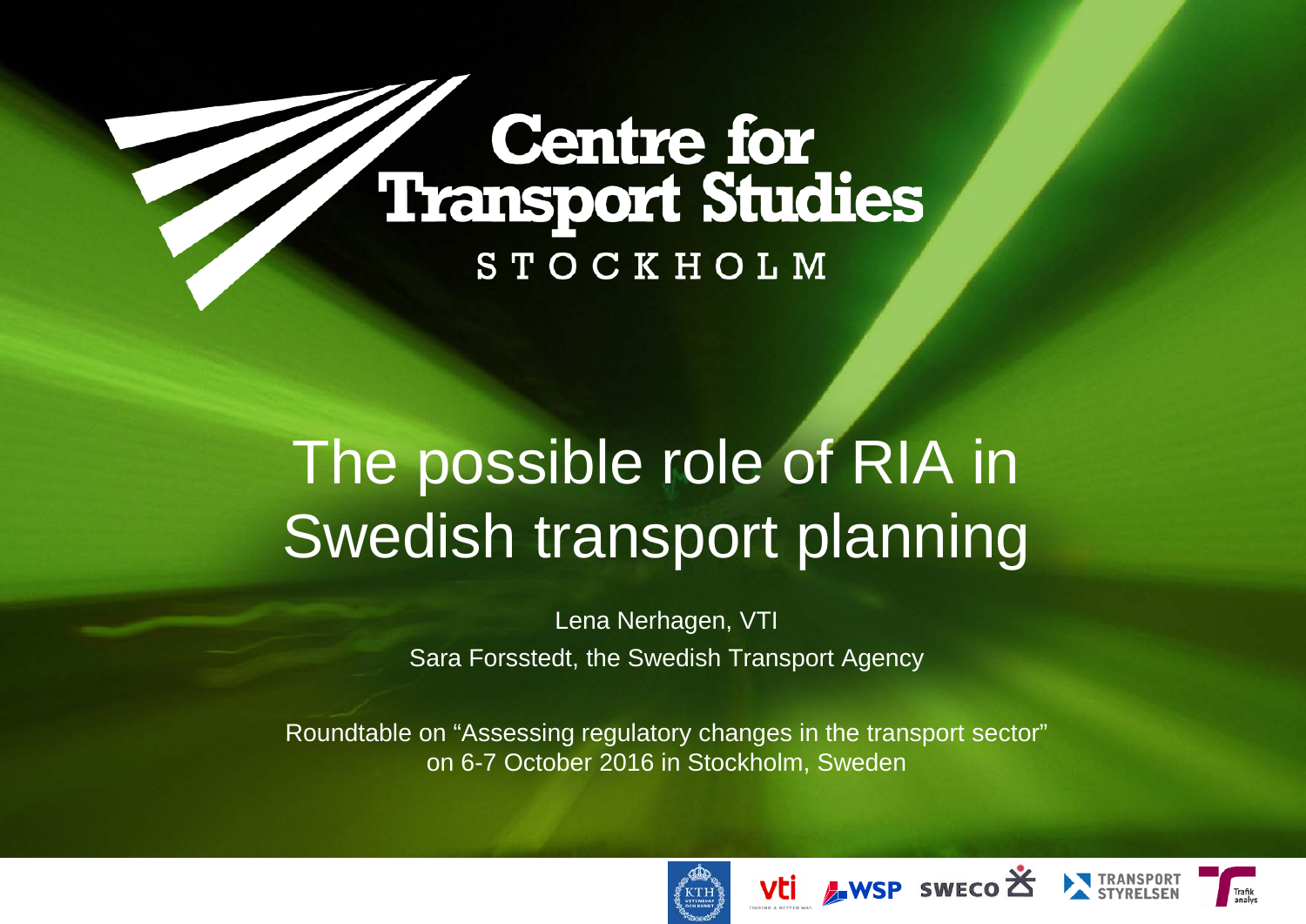Centre for Transport Studies

STOCKHOLM

# The possible role of RIA in Swedish transport planning

Lena Nerhagen, VTI

Sara Forsstedt, the Swedish Transport Agency

Roundtable on "Assessing regulatory changes in the transport sector" on 6-7 October 2016 in Stockholm, Sweden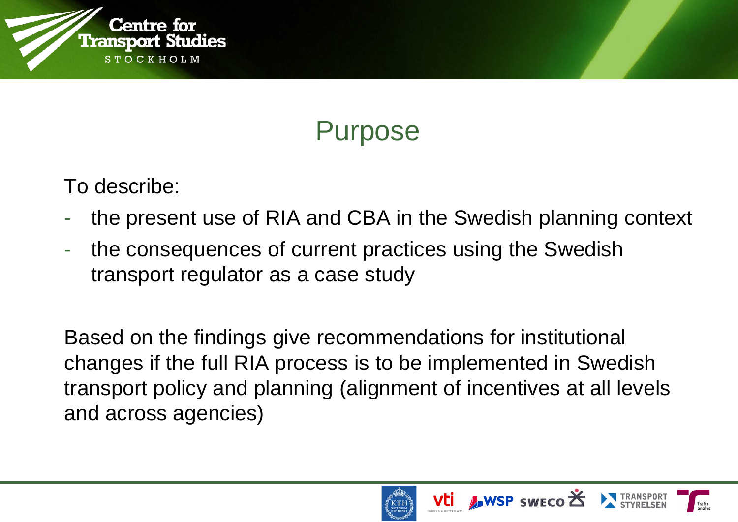# Purpose

To describe:

- the present use of RIA and CBA in the Swedish planning context
- the consequences of current practices using the Swedish transport regulator as a case study

Based on the findings give recommendations for institutional changes if the full RIA process is to be implemented in Swedish transport policy and planning (alignment of incentives at all levels and across agencies)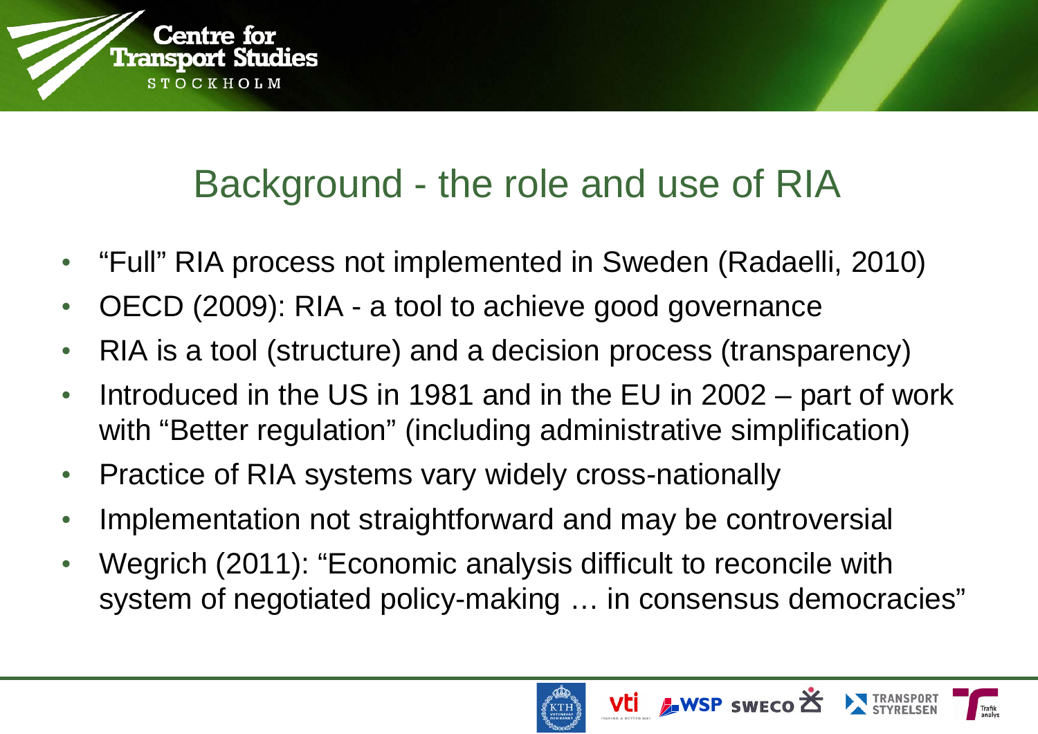## Background - the role and use of RIA

- “Full” RIA process not implemented in Sweden (Radaelli, 2010)
- OECD (2009): RIA - a tool to achieve good governance
- RIA is a tool (structure) and a decision process (transparency)
- Introduced in the US in 1981 and in the EU in 2002 – part of work with “Better regulation” (including administrative simplification)
- Practice of RIA systems vary widely cross-nationally
- Implementation not straightforward and may be controversial
- Wegrich (2011): “Economic analysis difficult to reconcile with system of negotiated policy-making … in consensus democracies”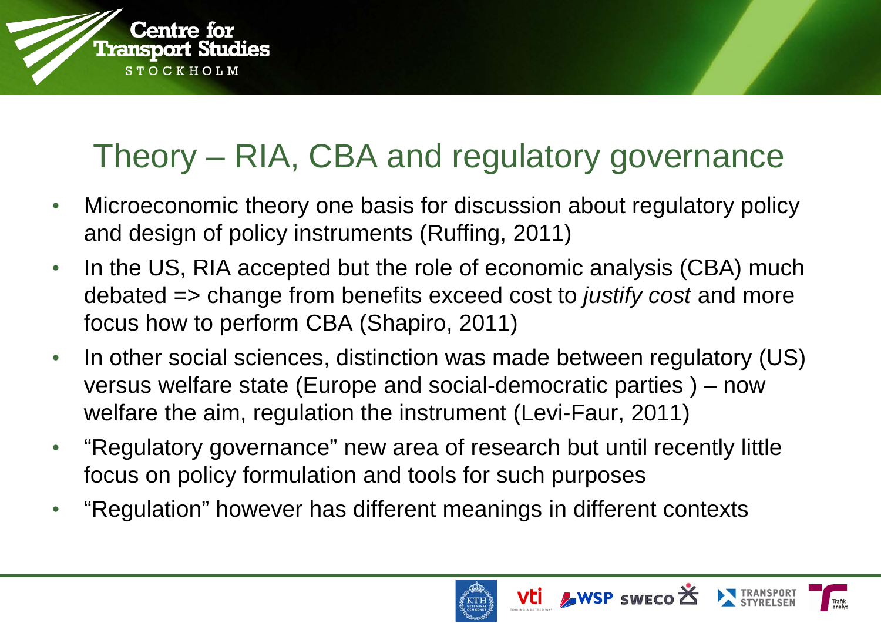## Theory – RIA, CBA and regulatory governance

- Microeconomic theory one basis for discussion about regulatory policy and design of policy instruments (Ruffing, 2011)
- In the US, RIA accepted but the role of economic analysis (CBA) much debated => change from benefits exceed cost to *justify cost* and more focus how to perform CBA (Shapiro, 2011)
- In other social sciences, distinction was made between regulatory (US) versus welfare state (Europe and social-democratic parties ) – now welfare the aim, regulation the instrument (Levi-Faur, 2011)
- "Regulatory governance" new area of research but until recently little focus on policy formulation and tools for such purposes
- "Regulation" however has different meanings in different contexts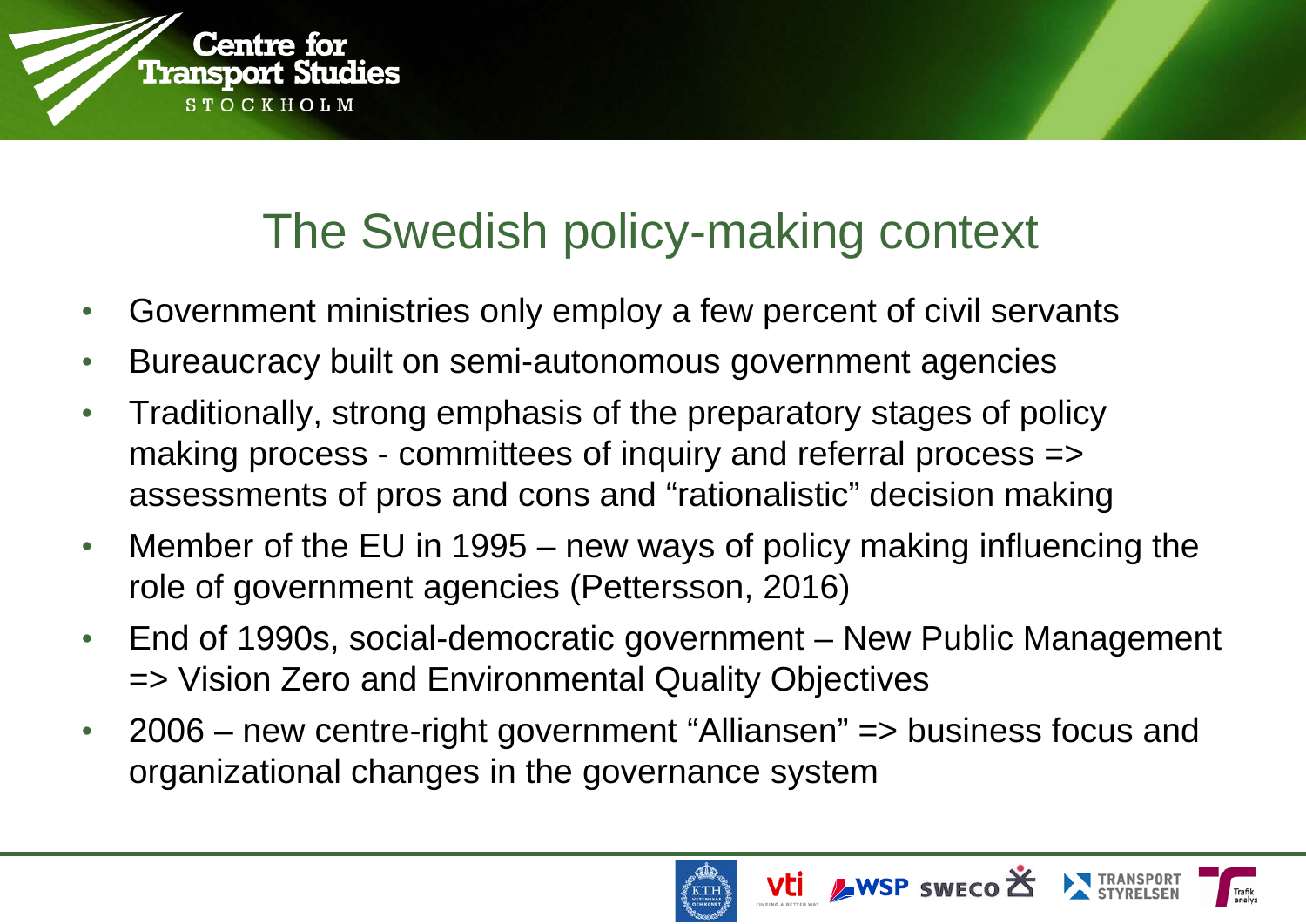# The Swedish policy-making context

- Government ministries only employ a few percent of civil servants
- Bureaucracy built on semi-autonomous government agencies
- Traditionally, strong emphasis of the preparatory stages of policy making process - committees of inquiry and referral process => assessments of pros and cons and "rationalistic" decision making
- Member of the EU in 1995 – new ways of policy making influencing the role of government agencies (Pettersson, 2016)
- End of 1990s, social-democratic government – New Public Management => Vision Zero and Environmental Quality Objectives
- 2006 – new centre-right government "Alliansen" => business focus and organizational changes in the governance system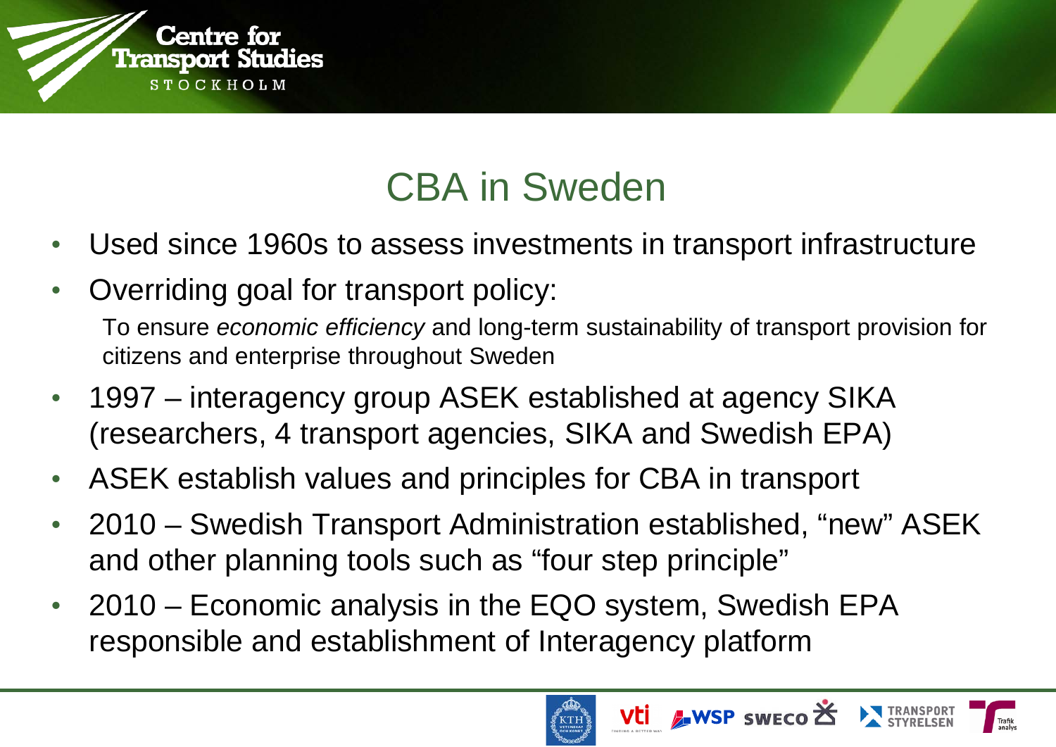# CBA in Sweden

- Used since 1960s to assess investments in transport infrastructure
- Overriding goal for transport policy:

  To ensure *economic efficiency* and long-term sustainability of transport provision for citizens and enterprise throughout Sweden
- 1997 – interagency group ASEK established at agency SIKA (researchers, 4 transport agencies, SIKA and Swedish EPA)
- ASEK establish values and principles for CBA in transport
- 2010 – Swedish Transport Administration established, "new" ASEK and other planning tools such as "four step principle"
- 2010 – Economic analysis in the EQO system, Swedish EPA responsible and establishment of Interagency platform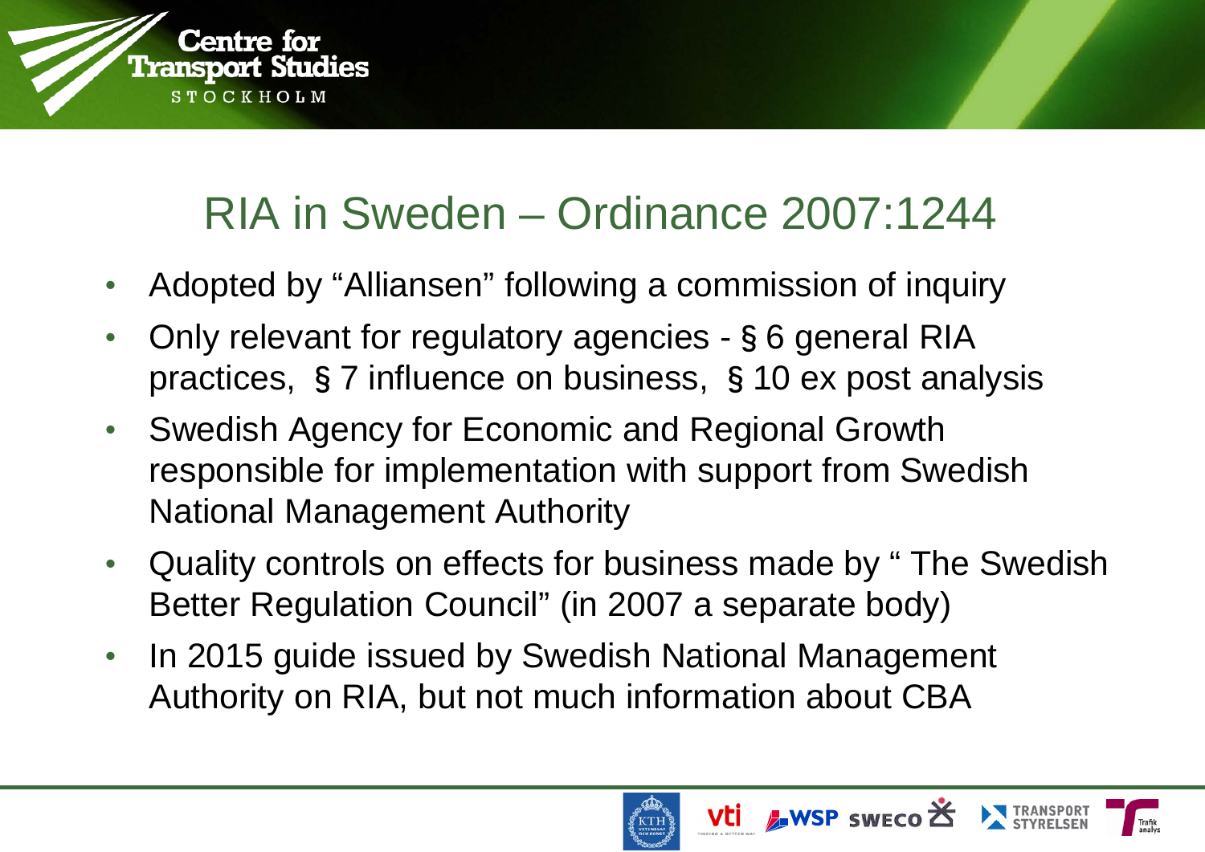# RIA in Sweden – Ordinance 2007:1244

- Adopted by "Alliansen" following a commission of inquiry
- Only relevant for regulatory agencies - § 6 general RIA practices, § 7 influence on business, § 10 ex post analysis
- Swedish Agency for Economic and Regional Growth responsible for implementation with support from Swedish National Management Authority
- Quality controls on effects for business made by " The Swedish Better Regulation Council" (in 2007 a separate body)
- In 2015 guide issued by Swedish National Management Authority on RIA, but not much information about CBA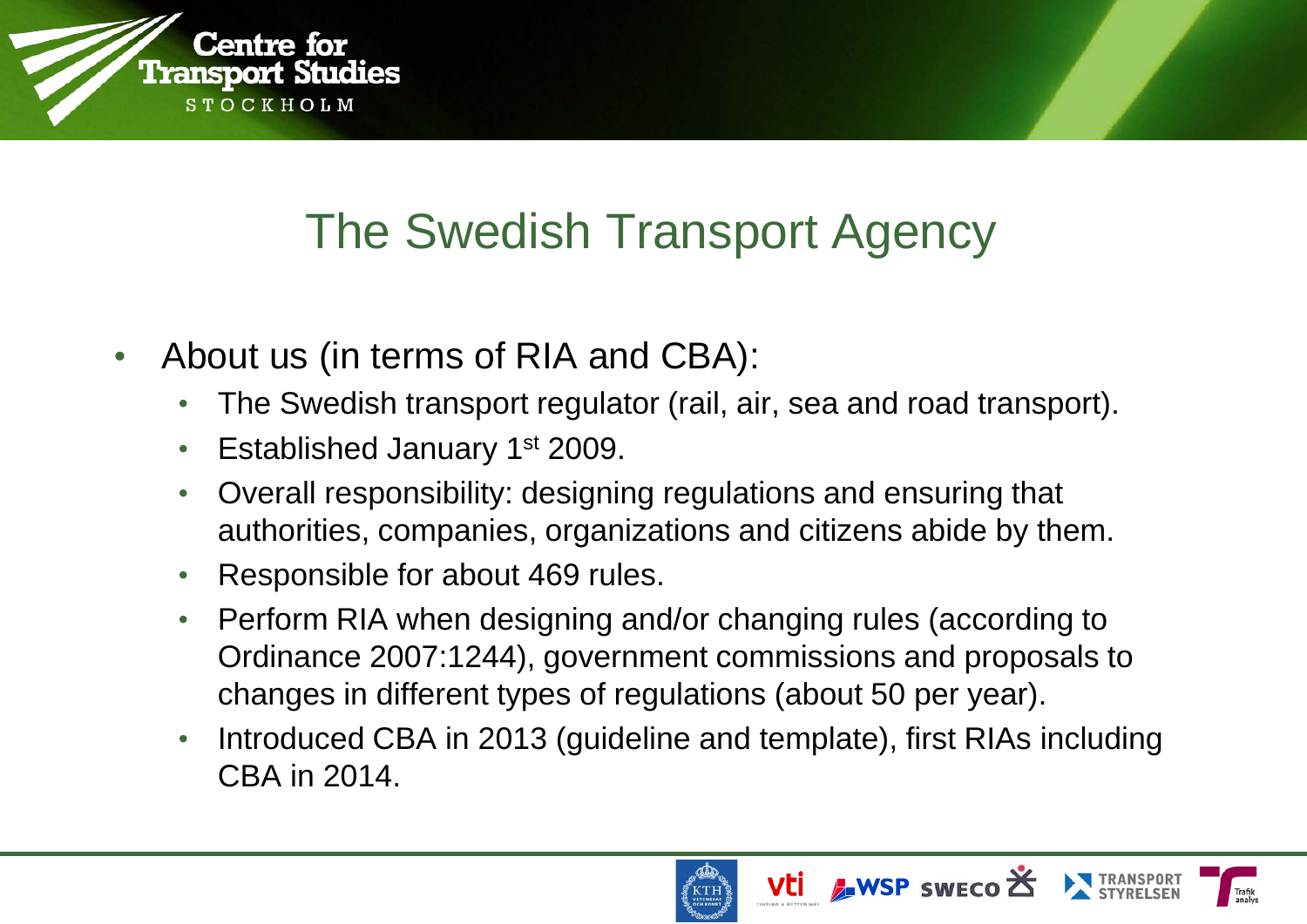# The Swedish Transport Agency

- About us (in terms of RIA and CBA):
  - The Swedish transport regulator (rail, air, sea and road transport).
  - Established January 1st 2009.
  - Overall responsibility: designing regulations and ensuring that authorities, companies, organizations and citizens abide by them.
  - Responsible for about 469 rules.
  - Perform RIA when designing and/or changing rules (according to Ordinance 2007:1244), government commissions and proposals to changes in different types of regulations (about 50 per year).
  - Introduced CBA in 2013 (guideline and template), first RIAs including CBA in 2014.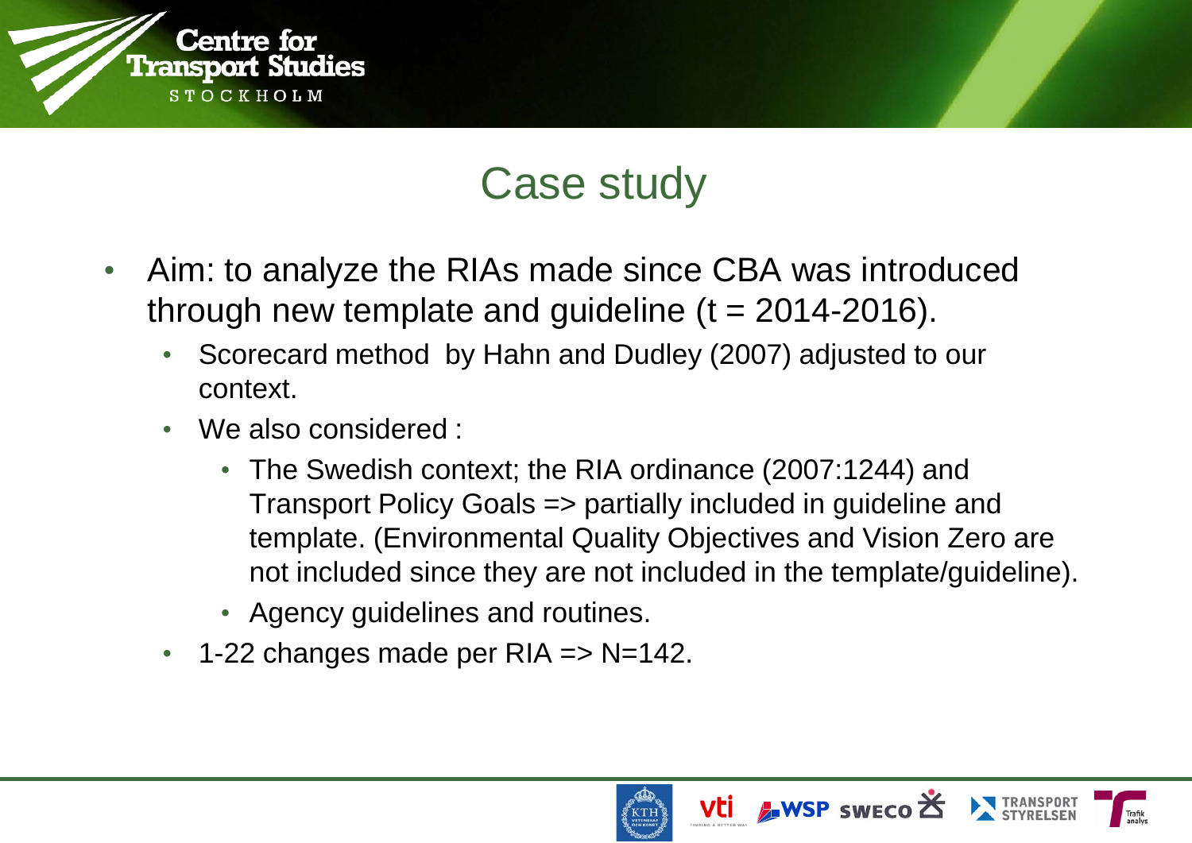# Case study

- Aim: to analyze the RIAs made since CBA was introduced through new template and guideline (t = 2014-2016).
  - Scorecard method by Hahn and Dudley (2007) adjusted to our context.
  - We also considered :
    - The Swedish context; the RIA ordinance (2007:1244) and Transport Policy Goals => partially included in guideline and template. (Environmental Quality Objectives and Vision Zero are not included since they are not included in the template/guideline).
    - Agency guidelines and routines.
  - 1-22 changes made per RIA => N=142.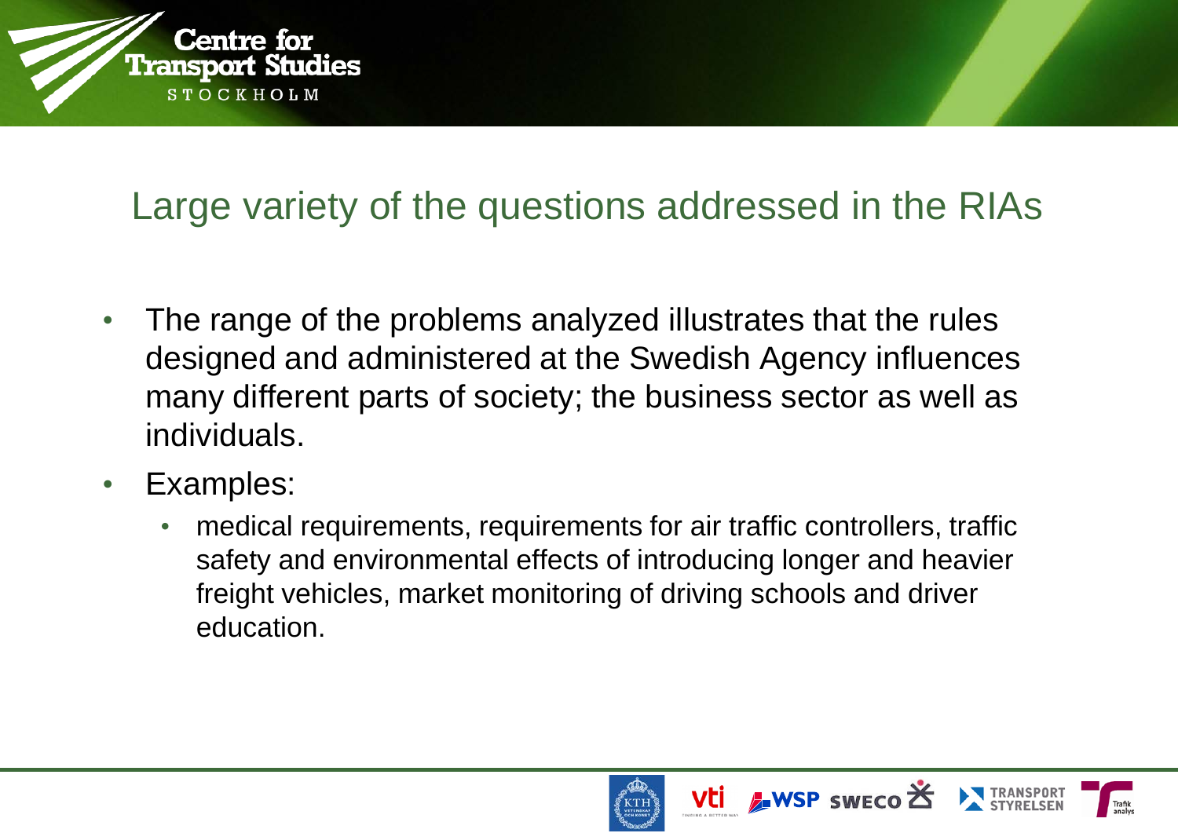## Large variety of the questions addressed in the RIAs

- The range of the problems analyzed illustrates that the rules designed and administered at the Swedish Agency influences many different parts of society; the business sector as well as individuals.
- Examples:
  - medical requirements, requirements for air traffic controllers, traffic safety and environmental effects of introducing longer and heavier freight vehicles, market monitoring of driving schools and driver education.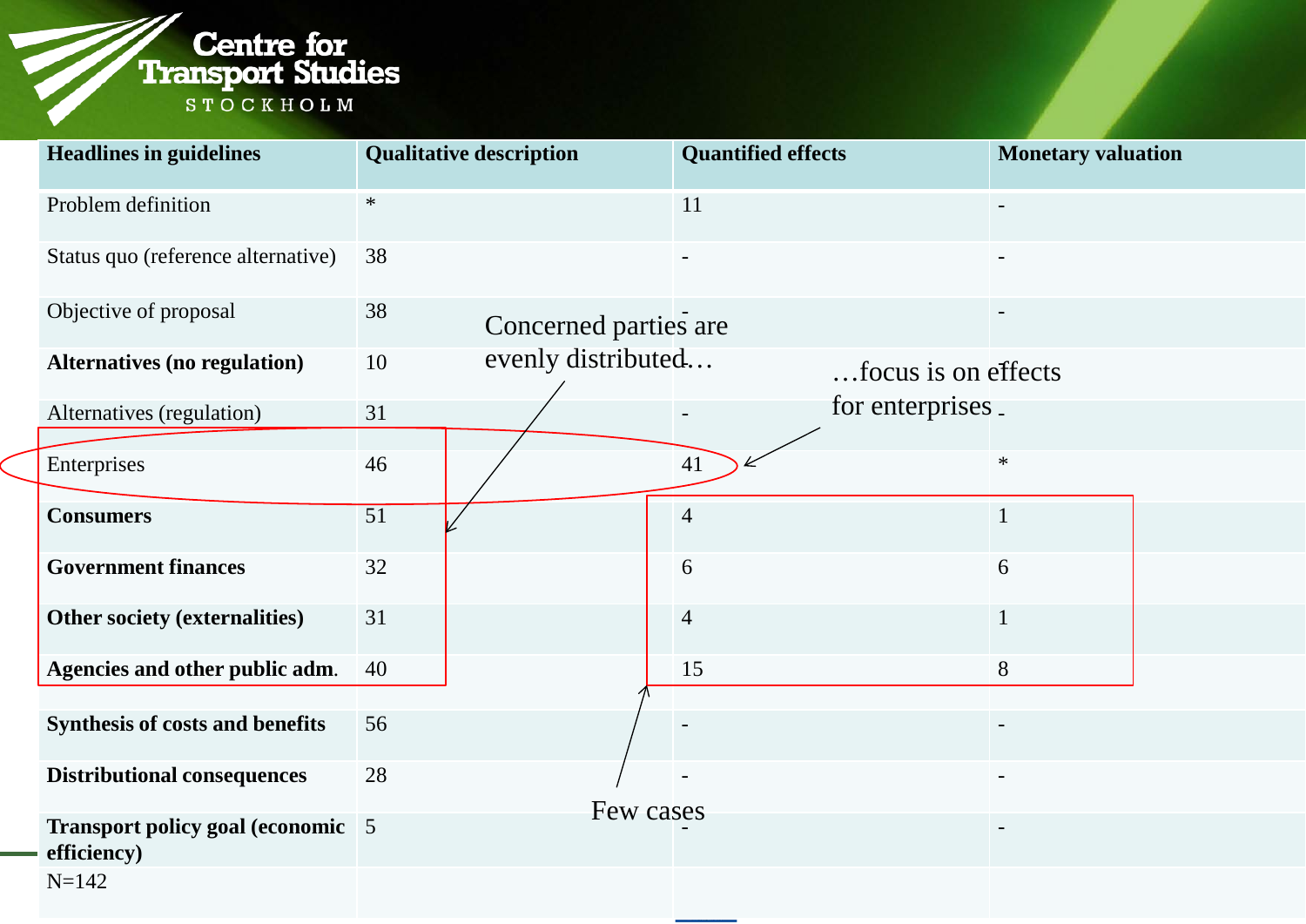| Headlines in guidelines | Qualitative description | Quantified effects | Monetary valuation |
|---|---|---|---|
| Problem definition | * | 11 | - |
| Status quo (reference alternative) | 38 | - | - |
| Objective of proposal | 38 | - | - |
| **Alternatives (no regulation)** | 10 | - | - |
| Alternatives (regulation) | 31 | - | - |
| Enterprises | 46 | 41 | * |
| **Consumers** | 51 | 4 | 1 |
| **Government finances** | 32 | 6 | 6 |
| **Other society (externalities)** | 31 | 4 | 1 |
| **Agencies and other public adm.** | 40 | 15 | 8 |
| **Synthesis of costs and benefits** | 56 | - | - |
| **Distributional consequences** | 28 | - | - |
| **Transport policy goal (economic efficiency)** | 5 | - | - |
| N=142 | | | |

Concerned parties are evenly distributed…

…focus is on effects for enterprises

Few cases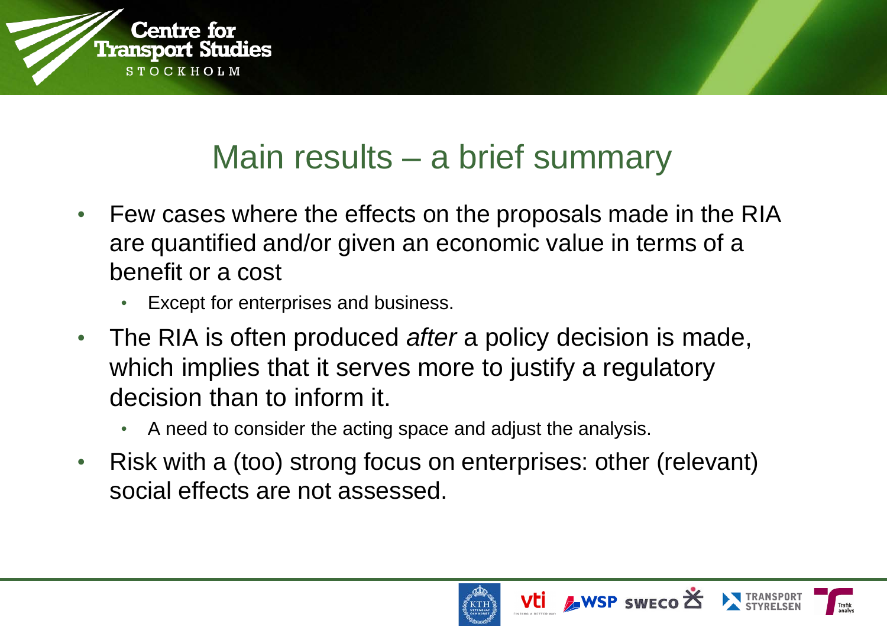# Main results – a brief summary

- Few cases where the effects on the proposals made in the RIA are quantified and/or given an economic value in terms of a benefit or a cost
  - Except for enterprises and business.
- The RIA is often produced *after* a policy decision is made, which implies that it serves more to justify a regulatory decision than to inform it.
  - A need to consider the acting space and adjust the analysis.
- Risk with a (too) strong focus on enterprises: other (relevant) social effects are not assessed.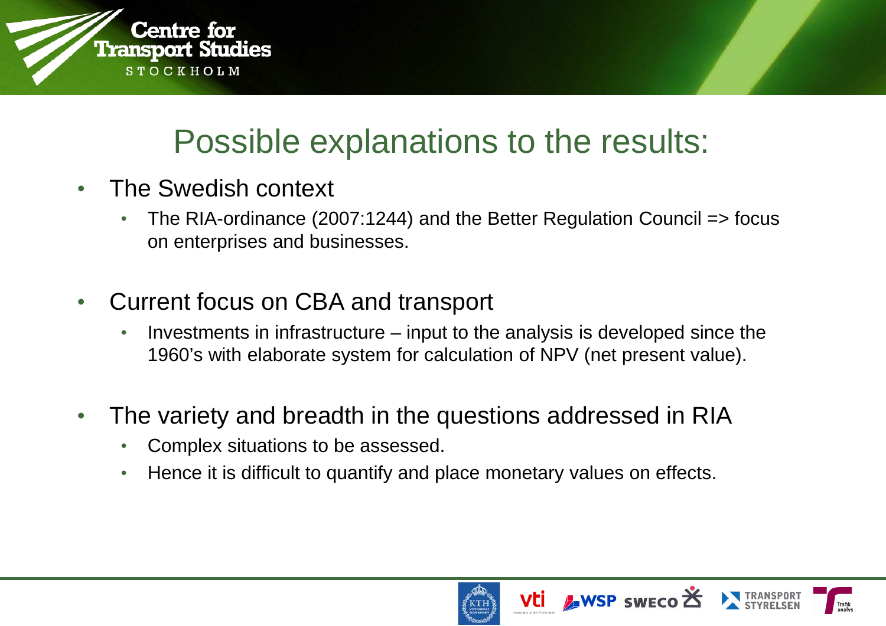# Possible explanations to the results:

- The Swedish context
  - The RIA-ordinance (2007:1244) and the Better Regulation Council => focus on enterprises and businesses.

- Current focus on CBA and transport
  - Investments in infrastructure – input to the analysis is developed since the 1960's with elaborate system for calculation of NPV (net present value).

- The variety and breadth in the questions addressed in RIA
  - Complex situations to be assessed.
  - Hence it is difficult to quantify and place monetary values on effects.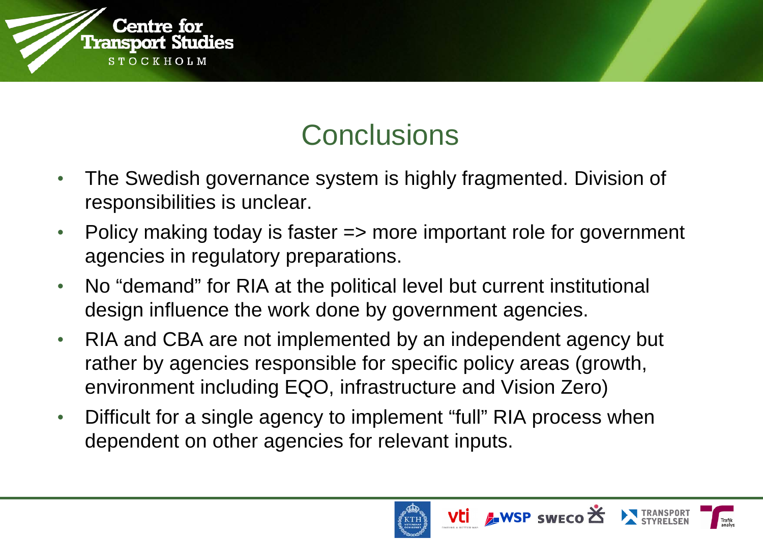# Conclusions

- The Swedish governance system is highly fragmented. Division of responsibilities is unclear.
- Policy making today is faster => more important role for government agencies in regulatory preparations.
- No “demand” for RIA at the political level but current institutional design influence the work done by government agencies.
- RIA and CBA are not implemented by an independent agency but rather by agencies responsible for specific policy areas (growth, environment including EQO, infrastructure and Vision Zero)
- Difficult for a single agency to implement “full” RIA process when dependent on other agencies for relevant inputs.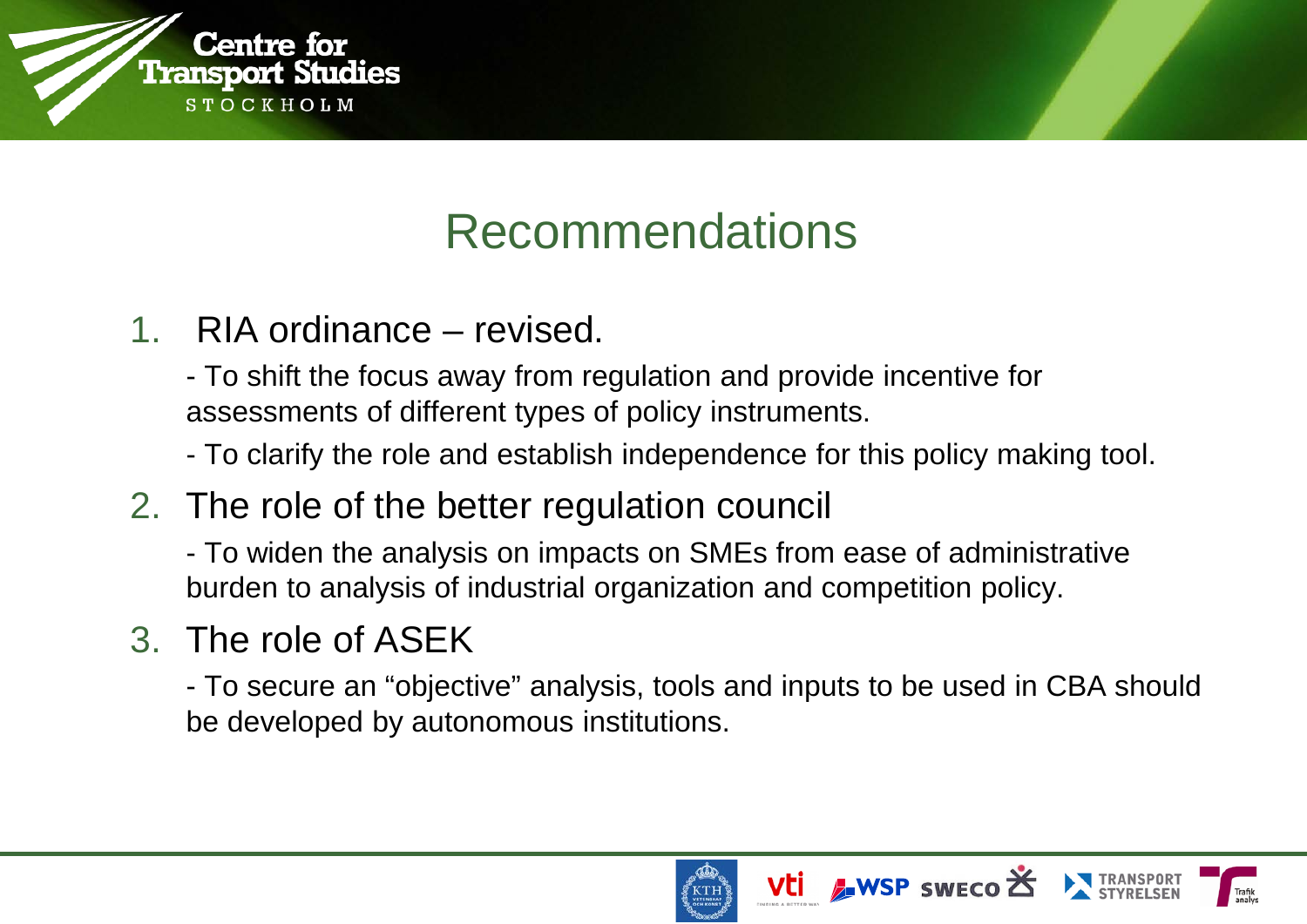# Recommendations

1. RIA ordinance – revised.

   - To shift the focus away from regulation and provide incentive for assessments of different types of policy instruments.

   - To clarify the role and establish independence for this policy making tool.

2. The role of the better regulation council

   - To widen the analysis on impacts on SMEs from ease of administrative burden to analysis of industrial organization and competition policy.

3. The role of ASEK

   - To secure an "objective" analysis, tools and inputs to be used in CBA should be developed by autonomous institutions.